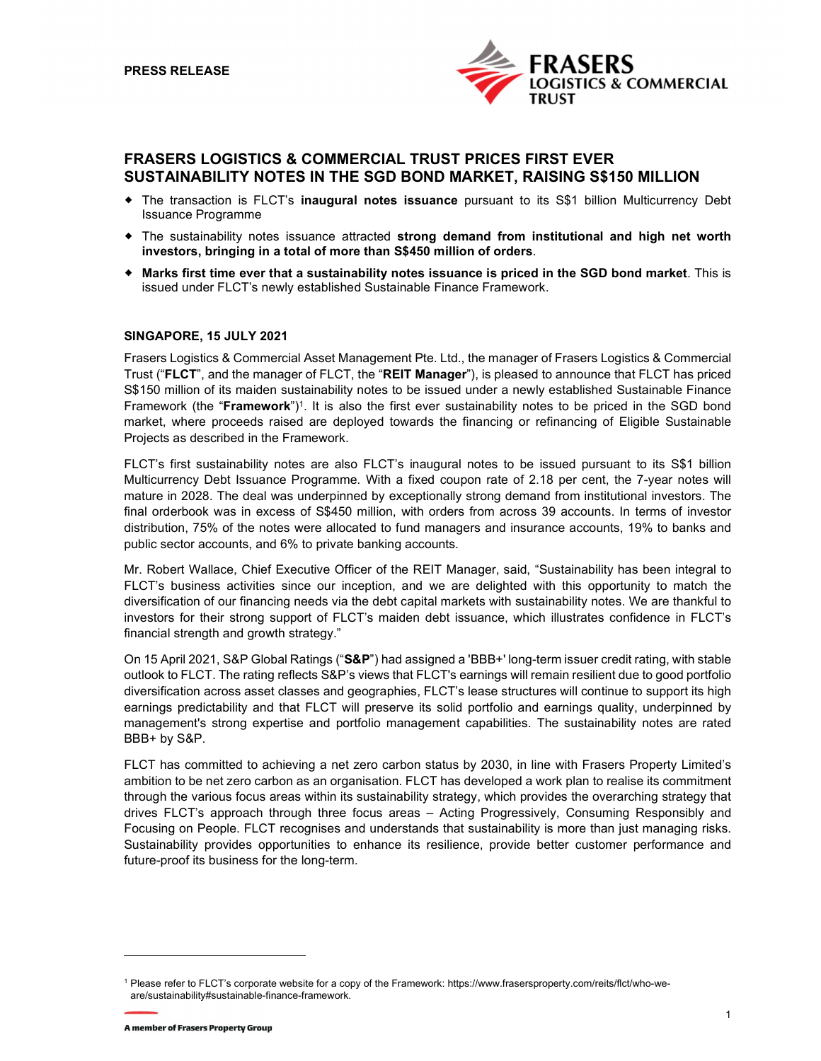**PRESS RELEASE**

# FRASERS LOGISTICS & COMMERCIAL TRUST PRICES FIRST EVER SUSTAINABILITY NOTES IN THE SGD BOND MARKET, RAISING S$150 MILLION

- The transaction is FLCT's **inaugural notes issuance** pursuant to its S$1 billion Multicurrency Debt Issuance Programme
- The sustainability notes issuance attracted **strong demand from institutional and high net worth investors, bringing in a total of more than S$450 million of orders**.
- **Marks first time ever that a sustainability notes issuance is priced in the SGD bond market**. This is issued under FLCT's newly established Sustainable Finance Framework.

**SINGAPORE, 15 JULY 2021**

Frasers Logistics & Commercial Asset Management Pte. Ltd., the manager of Frasers Logistics & Commercial Trust ("**FLCT**", and the manager of FLCT, the "**REIT Manager**"), is pleased to announce that FLCT has priced S$150 million of its maiden sustainability notes to be issued under a newly established Sustainable Finance Framework (the "**Framework**")[1]. It is also the first ever sustainability notes to be priced in the SGD bond market, where proceeds raised are deployed towards the financing or refinancing of Eligible Sustainable Projects as described in the Framework.

FLCT's first sustainability notes are also FLCT's inaugural notes to be issued pursuant to its S$1 billion Multicurrency Debt Issuance Programme. With a fixed coupon rate of 2.18 per cent, the 7-year notes will mature in 2028. The deal was underpinned by exceptionally strong demand from institutional investors. The final orderbook was in excess of S$450 million, with orders from across 39 accounts. In terms of investor distribution, 75% of the notes were allocated to fund managers and insurance accounts, 19% to banks and public sector accounts, and 6% to private banking accounts.

Mr. Robert Wallace, Chief Executive Officer of the REIT Manager, said, "Sustainability has been integral to FLCT's business activities since our inception, and we are delighted with this opportunity to match the diversification of our financing needs via the debt capital markets with sustainability notes. We are thankful to investors for their strong support of FLCT's maiden debt issuance, which illustrates confidence in FLCT's financial strength and growth strategy."

On 15 April 2021, S&P Global Ratings ("**S&P**") had assigned a 'BBB+' long-term issuer credit rating, with stable outlook to FLCT. The rating reflects S&P's views that FLCT's earnings will remain resilient due to good portfolio diversification across asset classes and geographies, FLCT's lease structures will continue to support its high earnings predictability and that FLCT will preserve its solid portfolio and earnings quality, underpinned by management's strong expertise and portfolio management capabilities. The sustainability notes are rated BBB+ by S&P.

FLCT has committed to achieving a net zero carbon status by 2030, in line with Frasers Property Limited's ambition to be net zero carbon as an organisation. FLCT has developed a work plan to realise its commitment through the various focus areas within its sustainability strategy, which provides the overarching strategy that drives FLCT's approach through three focus areas – Acting Progressively, Consuming Responsibly and Focusing on People. FLCT recognises and understands that sustainability is more than just managing risks. Sustainability provides opportunities to enhance its resilience, provide better customer performance and future-proof its business for the long-term.

---

[1] Please refer to FLCT's corporate website for a copy of the Framework: https://www.frasersproperty.com/reits/flct/who-we-are/sustainability#sustainable-finance-framework.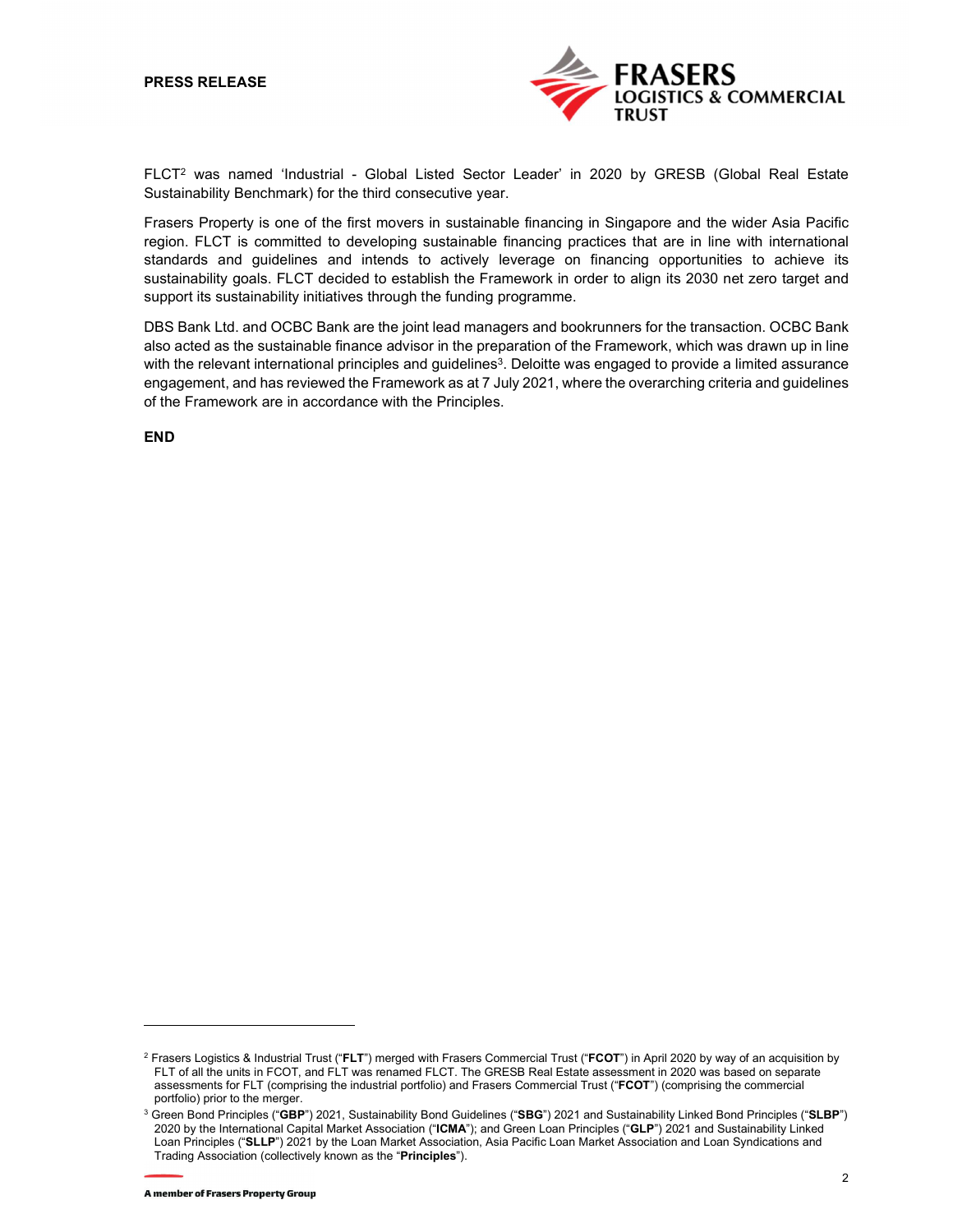FLCT[2] was named 'Industrial - Global Listed Sector Leader' in 2020 by GRESB (Global Real Estate Sustainability Benchmark) for the third consecutive year.

Frasers Property is one of the first movers in sustainable financing in Singapore and the wider Asia Pacific region. FLCT is committed to developing sustainable financing practices that are in line with international standards and guidelines and intends to actively leverage on financing opportunities to achieve its sustainability goals. FLCT decided to establish the Framework in order to align its 2030 net zero target and support its sustainability initiatives through the funding programme.

DBS Bank Ltd. and OCBC Bank are the joint lead managers and bookrunners for the transaction. OCBC Bank also acted as the sustainable finance advisor in the preparation of the Framework, which was drawn up in line with the relevant international principles and guidelines[3]. Deloitte was engaged to provide a limited assurance engagement, and has reviewed the Framework as at 7 July 2021, where the overarching criteria and guidelines of the Framework are in accordance with the Principles.

**END**

---

[2] Frasers Logistics & Industrial Trust ("**FLT**") merged with Frasers Commercial Trust ("**FCOT**") in April 2020 by way of an acquisition by FLT of all the units in FCOT, and FLT was renamed FLCT. The GRESB Real Estate assessment in 2020 was based on separate assessments for FLT (comprising the industrial portfolio) and Frasers Commercial Trust ("**FCOT**") (comprising the commercial portfolio) prior to the merger.

[3] Green Bond Principles ("**GBP**") 2021, Sustainability Bond Guidelines ("**SBG**") 2021 and Sustainability Linked Bond Principles ("**SLBP**") 2020 by the International Capital Market Association ("**ICMA**"); and Green Loan Principles ("**GLP**") 2021 and Sustainability Linked Loan Principles ("**SLLP**") 2021 by the Loan Market Association, Asia Pacific Loan Market Association and Loan Syndications and Trading Association (collectively known as the "**Principles**").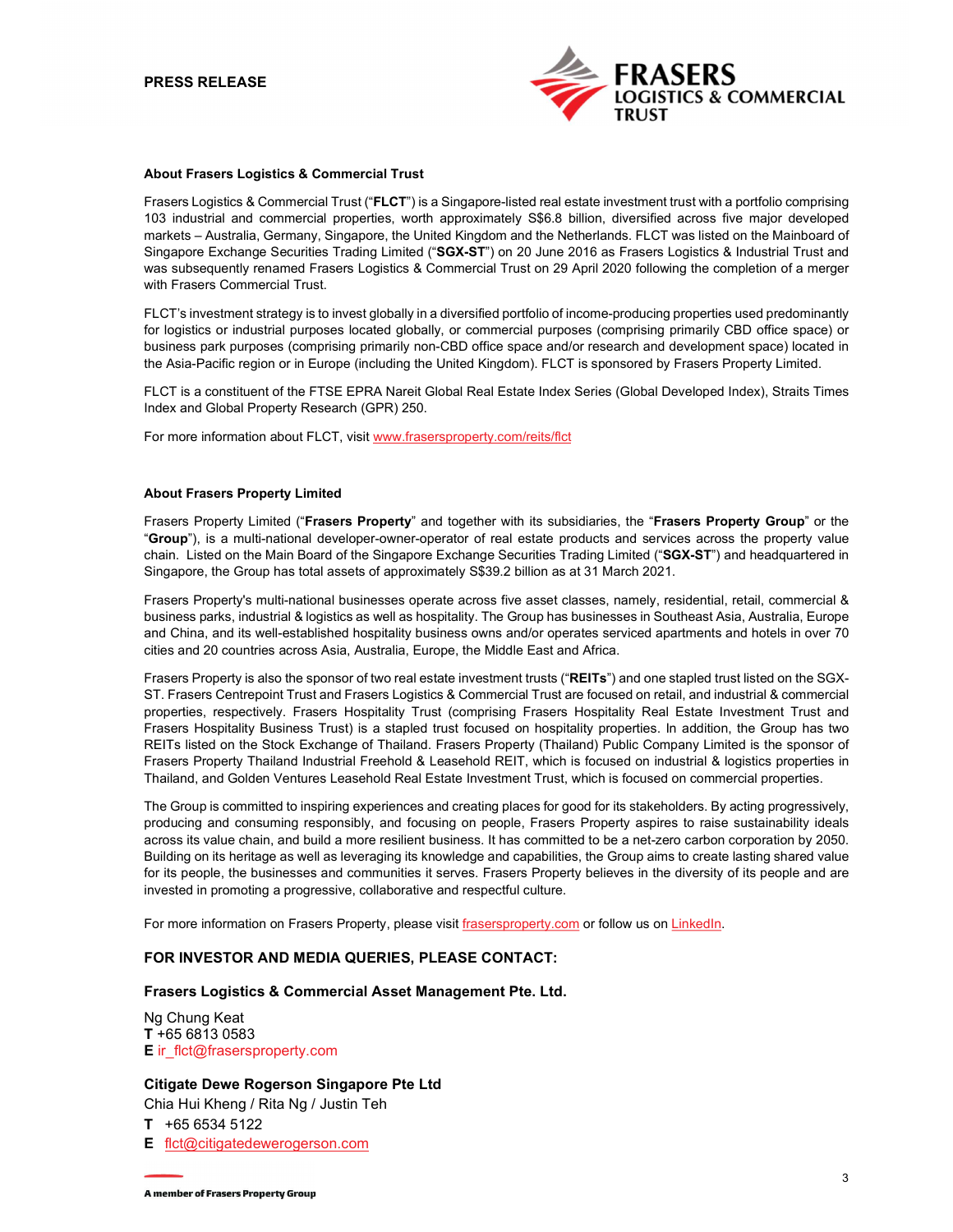**About Frasers Logistics & Commercial Trust**

Frasers Logistics & Commercial Trust ("**FLCT**") is a Singapore-listed real estate investment trust with a portfolio comprising 103 industrial and commercial properties, worth approximately S$6.8 billion, diversified across five major developed markets – Australia, Germany, Singapore, the United Kingdom and the Netherlands. FLCT was listed on the Mainboard of Singapore Exchange Securities Trading Limited ("**SGX-ST**") on 20 June 2016 as Frasers Logistics & Industrial Trust and was subsequently renamed Frasers Logistics & Commercial Trust on 29 April 2020 following the completion of a merger with Frasers Commercial Trust.

FLCT's investment strategy is to invest globally in a diversified portfolio of income-producing properties used predominantly for logistics or industrial purposes located globally, or commercial purposes (comprising primarily CBD office space) or business park purposes (comprising primarily non-CBD office space and/or research and development space) located in the Asia-Pacific region or in Europe (including the United Kingdom). FLCT is sponsored by Frasers Property Limited.

FLCT is a constituent of the FTSE EPRA Nareit Global Real Estate Index Series (Global Developed Index), Straits Times Index and Global Property Research (GPR) 250.

For more information about FLCT, visit www.frasersproperty.com/reits/flct

**About Frasers Property Limited**

Frasers Property Limited ("**Frasers Property**" and together with its subsidiaries, the "**Frasers Property Group**" or the "**Group**"), is a multi-national developer-owner-operator of real estate products and services across the property value chain. Listed on the Main Board of the Singapore Exchange Securities Trading Limited ("**SGX-ST**") and headquartered in Singapore, the Group has total assets of approximately S$39.2 billion as at 31 March 2021.

Frasers Property's multi-national businesses operate across five asset classes, namely, residential, retail, commercial & business parks, industrial & logistics as well as hospitality. The Group has businesses in Southeast Asia, Australia, Europe and China, and its well-established hospitality business owns and/or operates serviced apartments and hotels in over 70 cities and 20 countries across Asia, Australia, Europe, the Middle East and Africa.

Frasers Property is also the sponsor of two real estate investment trusts ("**REITs**") and one stapled trust listed on the SGX-ST. Frasers Centrepoint Trust and Frasers Logistics & Commercial Trust are focused on retail, and industrial & commercial properties, respectively. Frasers Hospitality Trust (comprising Frasers Hospitality Real Estate Investment Trust and Frasers Hospitality Business Trust) is a stapled trust focused on hospitality properties. In addition, the Group has two REITs listed on the Stock Exchange of Thailand. Frasers Property (Thailand) Public Company Limited is the sponsor of Frasers Property Thailand Industrial Freehold & Leasehold REIT, which is focused on industrial & logistics properties in Thailand, and Golden Ventures Leasehold Real Estate Investment Trust, which is focused on commercial properties.

The Group is committed to inspiring experiences and creating places for good for its stakeholders. By acting progressively, producing and consuming responsibly, and focusing on people, Frasers Property aspires to raise sustainability ideals across its value chain, and build a more resilient business. It has committed to be a net-zero carbon corporation by 2050. Building on its heritage as well as leveraging its knowledge and capabilities, the Group aims to create lasting shared value for its people, the businesses and communities it serves. Frasers Property believes in the diversity of its people and are invested in promoting a progressive, collaborative and respectful culture.

For more information on Frasers Property, please visit frasersproperty.com or follow us on LinkedIn.

## FOR INVESTOR AND MEDIA QUERIES, PLEASE CONTACT:

**Frasers Logistics & Commercial Asset Management Pte. Ltd.**

Ng Chung Keat
**T** +65 6813 0583
**E** ir_flct@frasersproperty.com

**Citigate Dewe Rogerson Singapore Pte Ltd**

Chia Hui Kheng / Rita Ng / Justin Teh
**T** +65 6534 5122
**E** flct@citigatedewerogerson.com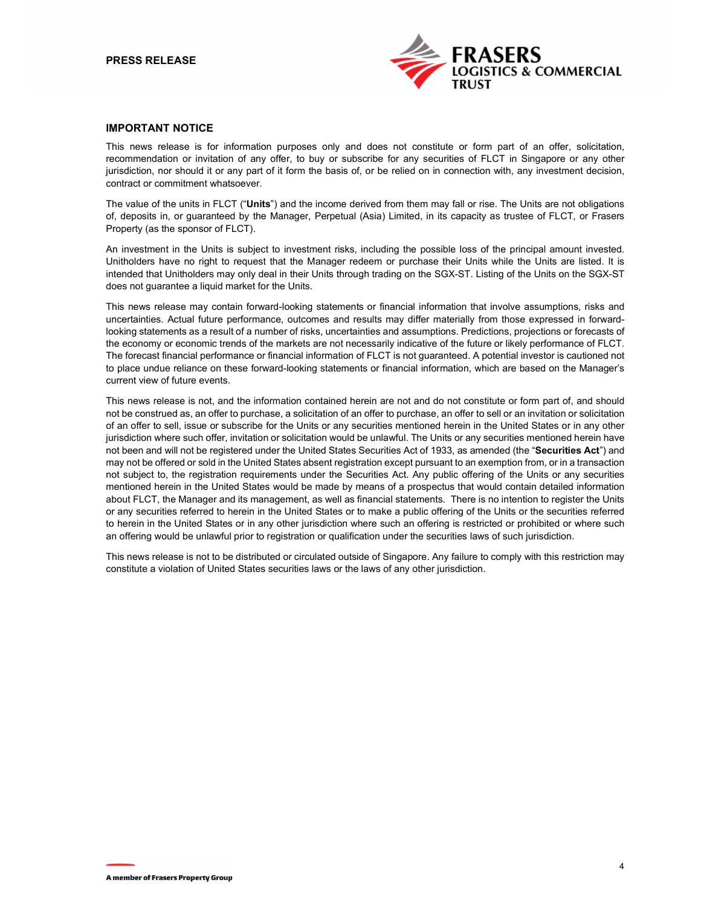## IMPORTANT NOTICE

This news release is for information purposes only and does not constitute or form part of an offer, solicitation, recommendation or invitation of any offer, to buy or subscribe for any securities of FLCT in Singapore or any other jurisdiction, nor should it or any part of it form the basis of, or be relied on in connection with, any investment decision, contract or commitment whatsoever.

The value of the units in FLCT ("**Units**") and the income derived from them may fall or rise. The Units are not obligations of, deposits in, or guaranteed by the Manager, Perpetual (Asia) Limited, in its capacity as trustee of FLCT, or Frasers Property (as the sponsor of FLCT).

An investment in the Units is subject to investment risks, including the possible loss of the principal amount invested. Unitholders have no right to request that the Manager redeem or purchase their Units while the Units are listed. It is intended that Unitholders may only deal in their Units through trading on the SGX-ST. Listing of the Units on the SGX-ST does not guarantee a liquid market for the Units.

This news release may contain forward-looking statements or financial information that involve assumptions, risks and uncertainties. Actual future performance, outcomes and results may differ materially from those expressed in forward-looking statements as a result of a number of risks, uncertainties and assumptions. Predictions, projections or forecasts of the economy or economic trends of the markets are not necessarily indicative of the future or likely performance of FLCT. The forecast financial performance or financial information of FLCT is not guaranteed. A potential investor is cautioned not to place undue reliance on these forward-looking statements or financial information, which are based on the Manager's current view of future events.

This news release is not, and the information contained herein are not and do not constitute or form part of, and should not be construed as, an offer to purchase, a solicitation of an offer to purchase, an offer to sell or an invitation or solicitation of an offer to sell, issue or subscribe for the Units or any securities mentioned herein in the United States or in any other jurisdiction where such offer, invitation or solicitation would be unlawful. The Units or any securities mentioned herein have not been and will not be registered under the United States Securities Act of 1933, as amended (the "**Securities Act**") and may not be offered or sold in the United States absent registration except pursuant to an exemption from, or in a transaction not subject to, the registration requirements under the Securities Act. Any public offering of the Units or any securities mentioned herein in the United States would be made by means of a prospectus that would contain detailed information about FLCT, the Manager and its management, as well as financial statements. There is no intention to register the Units or any securities referred to herein in the United States or to make a public offering of the Units or the securities referred to herein in the United States or in any other jurisdiction where such an offering is restricted or prohibited or where such an offering would be unlawful prior to registration or qualification under the securities laws of such jurisdiction.

This news release is not to be distributed or circulated outside of Singapore. Any failure to comply with this restriction may constitute a violation of United States securities laws or the laws of any other jurisdiction.